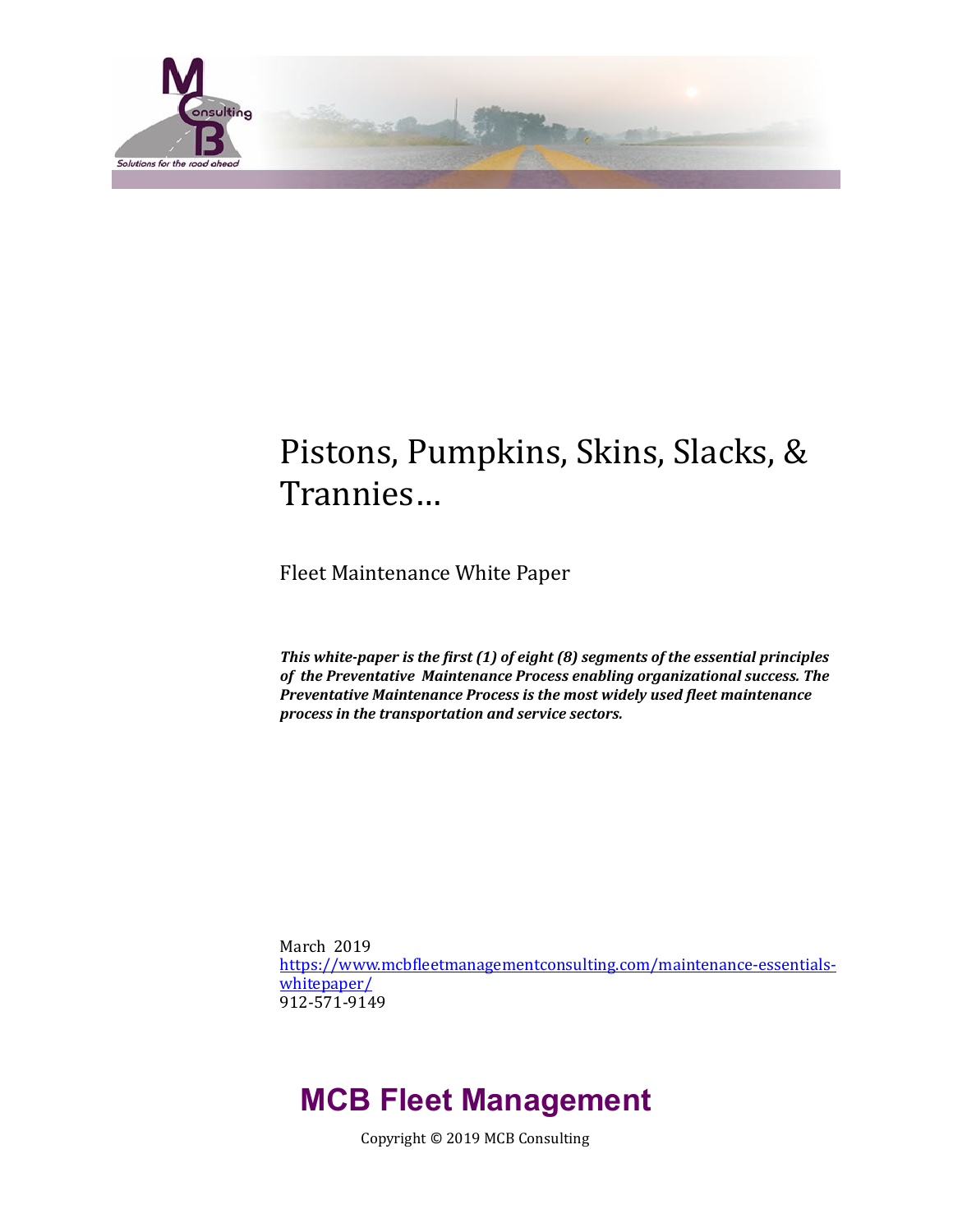# Pistons, Pumpkins, Skins, Slacks, & Trannies…

Fleet Maintenance White Paper

***This white-paper is the first (1) of eight (8) segments of the essential principles of the Preventative Maintenance Process enabling organizational success. The Preventative Maintenance Process is the most widely used fleet maintenance process in the transportation and service sectors.***

March 2019
https://www.mcbfleetmanagementconsulting.com/maintenance-essentials-whitepaper/
912-571-9149

**MCB Fleet Management**

Copyright © 2019 MCB Consulting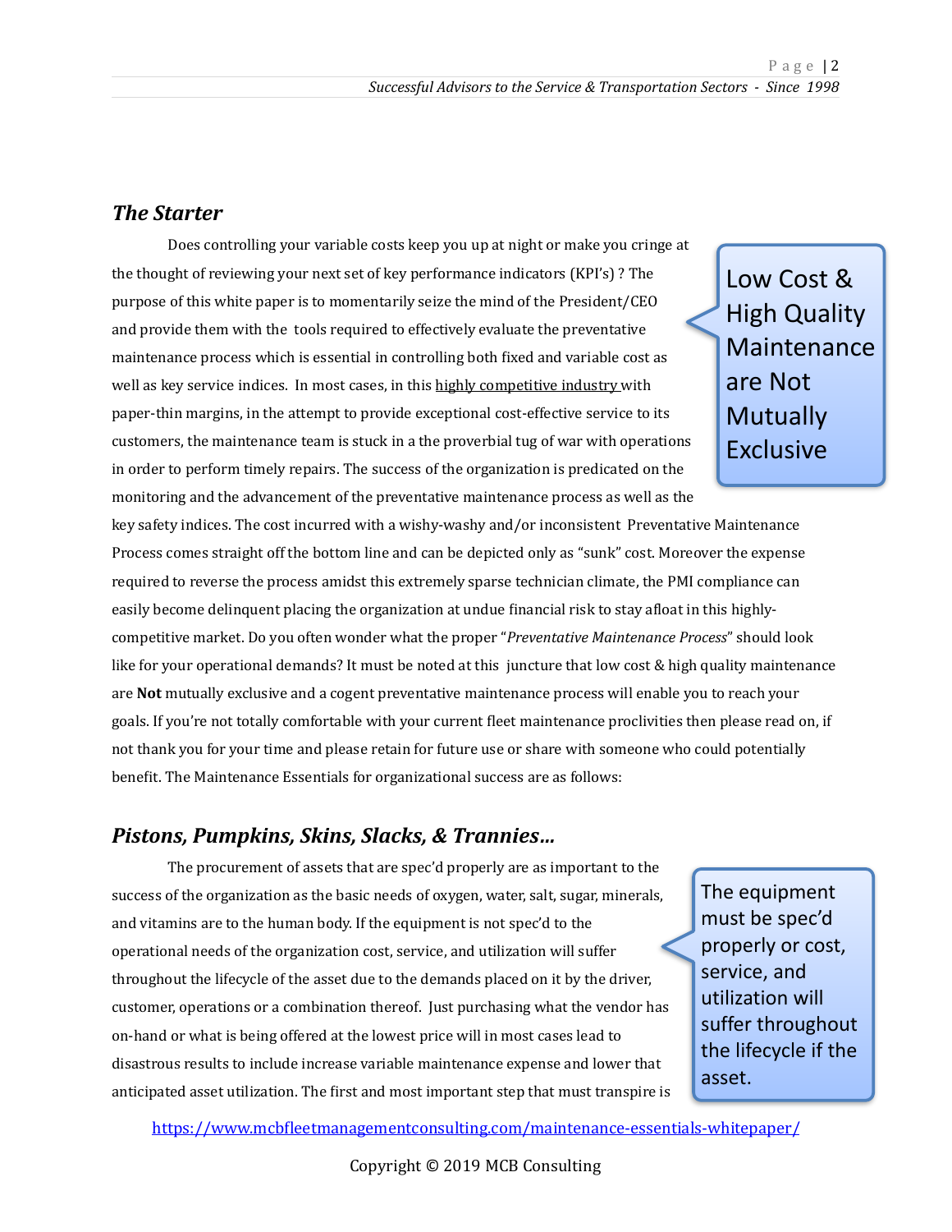## *The Starter*

Does controlling your variable costs keep you up at night or make you cringe at the thought of reviewing your next set of key performance indicators (KPI's) ? The purpose of this white paper is to momentarily seize the mind of the President/CEO and provide them with the tools required to effectively evaluate the preventative maintenance process which is essential in controlling both fixed and variable cost as well as key service indices. In most cases, in this highly competitive industry with paper-thin margins, in the attempt to provide exceptional cost-effective service to its customers, the maintenance team is stuck in a the proverbial tug of war with operations in order to perform timely repairs. The success of the organization is predicated on the monitoring and the advancement of the preventative maintenance process as well as the key safety indices. The cost incurred with a wishy-washy and/or inconsistent Preventative Maintenance Process comes straight off the bottom line and can be depicted only as "sunk" cost. Moreover the expense required to reverse the process amidst this extremely sparse technician climate, the PMI compliance can easily become delinquent placing the organization at undue financial risk to stay afloat in this highly-competitive market. Do you often wonder what the proper "*Preventative Maintenance Process*" should look like for your operational demands? It must be noted at this juncture that low cost & high quality maintenance are **Not** mutually exclusive and a cogent preventative maintenance process will enable you to reach your goals. If you're not totally comfortable with your current fleet maintenance proclivities then please read on, if not thank you for your time and please retain for future use or share with someone who could potentially benefit. The Maintenance Essentials for organizational success are as follows:

> Low Cost & High Quality Maintenance are Not Mutually Exclusive

## *Pistons, Pumpkins, Skins, Slacks, & Trannies…*

The procurement of assets that are spec'd properly are as important to the success of the organization as the basic needs of oxygen, water, salt, sugar, minerals, and vitamins are to the human body. If the equipment is not spec'd to the operational needs of the organization cost, service, and utilization will suffer throughout the lifecycle of the asset due to the demands placed on it by the driver, customer, operations or a combination thereof. Just purchasing what the vendor has on-hand or what is being offered at the lowest price will in most cases lead to disastrous results to include increase variable maintenance expense and lower that anticipated asset utilization. The first and most important step that must transpire is

> The equipment must be spec'd properly or cost, service, and utilization will suffer throughout the lifecycle if the asset.

https://www.mcbfleetmanagementconsulting.com/maintenance-essentials-whitepaper/

Copyright © 2019 MCB Consulting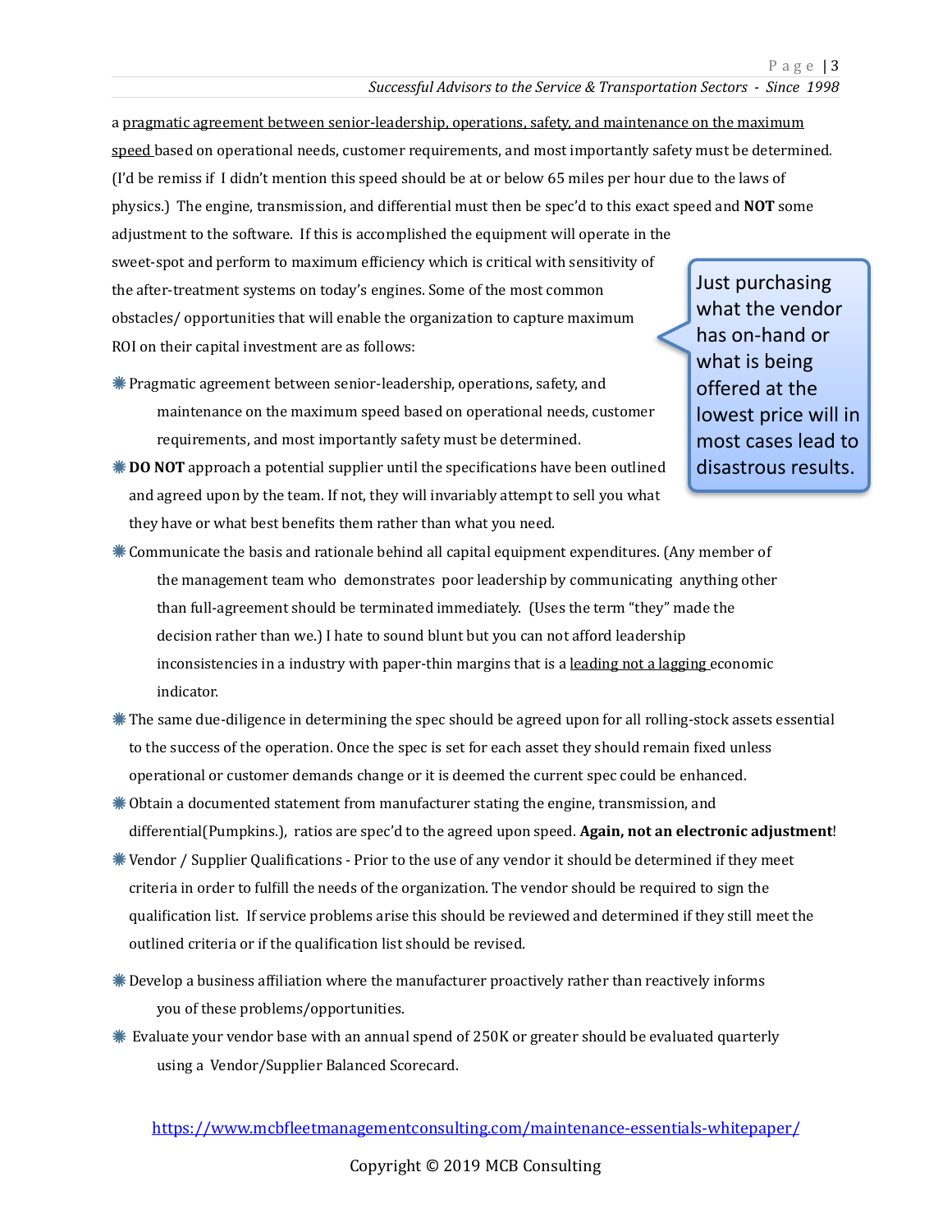a pragmatic agreement between senior-leadership, operations, safety, and maintenance on the maximum speed based on operational needs, customer requirements, and most importantly safety must be determined. (I'd be remiss if I didn't mention this speed should be at or below 65 miles per hour due to the laws of physics.) The engine, transmission, and differential must then be spec'd to this exact speed and **NOT** some adjustment to the software. If this is accomplished the equipment will operate in the sweet-spot and perform to maximum efficiency which is critical with sensitivity of the after-treatment systems on today's engines. Some of the most common obstacles/ opportunities that will enable the organization to capture maximum ROI on their capital investment are as follows:

> Just purchasing what the vendor has on-hand or what is being offered at the lowest price will in most cases lead to disastrous results.

- Pragmatic agreement between senior-leadership, operations, safety, and maintenance on the maximum speed based on operational needs, customer requirements, and most importantly safety must be determined.
- **DO NOT** approach a potential supplier until the specifications have been outlined and agreed upon by the team. If not, they will invariably attempt to sell you what they have or what best benefits them rather than what you need.
- Communicate the basis and rationale behind all capital equipment expenditures. (Any member of the management team who demonstrates poor leadership by communicating anything other than full-agreement should be terminated immediately. (Uses the term "they" made the decision rather than we.) I hate to sound blunt but you can not afford leadership inconsistencies in a industry with paper-thin margins that is a leading not a lagging economic indicator.
- The same due-diligence in determining the spec should be agreed upon for all rolling-stock assets essential to the success of the operation. Once the spec is set for each asset they should remain fixed unless operational or customer demands change or it is deemed the current spec could be enhanced.
- Obtain a documented statement from manufacturer stating the engine, transmission, and differential(Pumpkins.), ratios are spec'd to the agreed upon speed. **Again, not an electronic adjustment**!
- Vendor / Supplier Qualifications - Prior to the use of any vendor it should be determined if they meet criteria in order to fulfill the needs of the organization. The vendor should be required to sign the qualification list. If service problems arise this should be reviewed and determined if they still meet the outlined criteria or if the qualification list should be revised.
- Develop a business affiliation where the manufacturer proactively rather than reactively informs you of these problems/opportunities.
- Evaluate your vendor base with an annual spend of 250K or greater should be evaluated quarterly using a Vendor/Supplier Balanced Scorecard.

https://www.mcbfleetmanagementconsulting.com/maintenance-essentials-whitepaper/

Copyright © 2019 MCB Consulting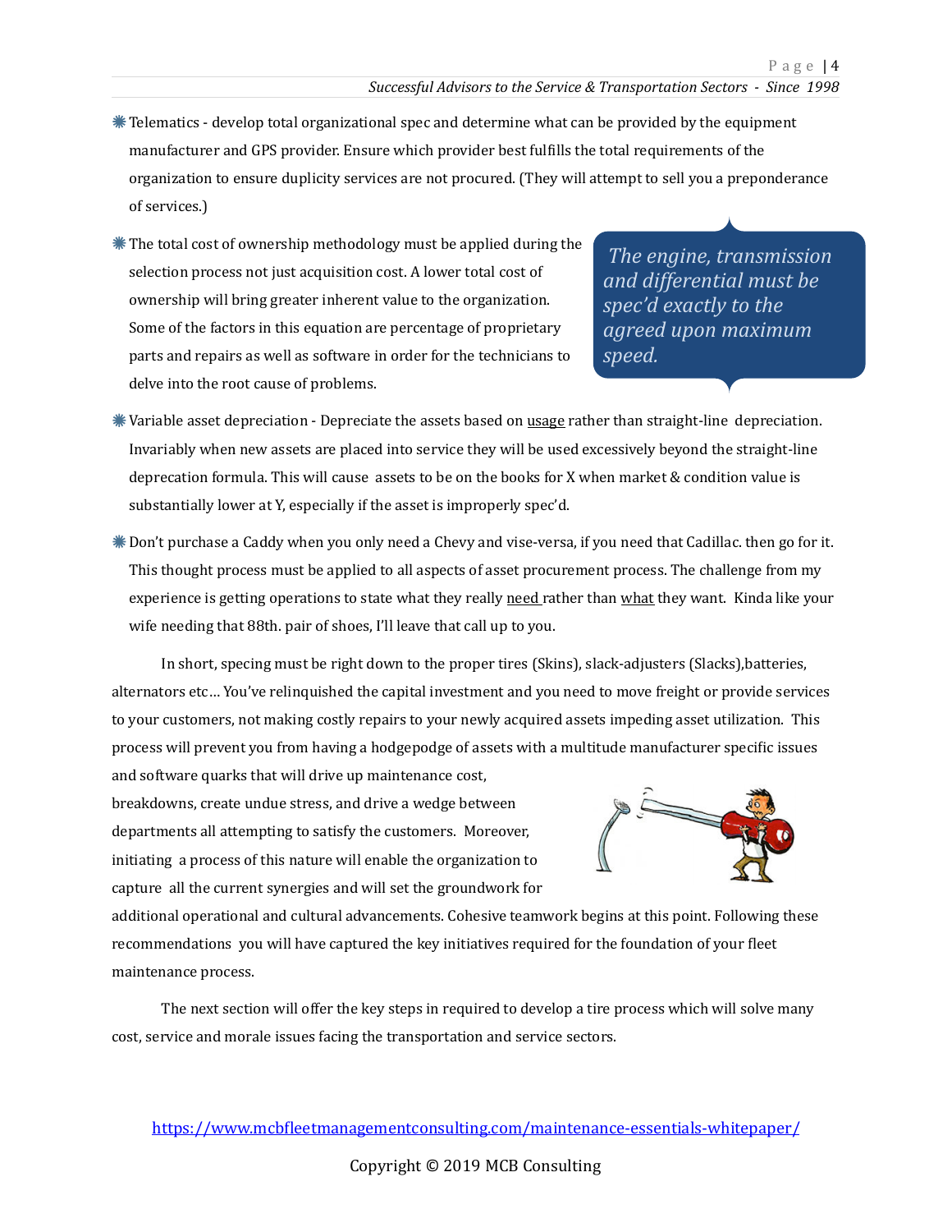- Telematics - develop total organizational spec and determine what can be provided by the equipment manufacturer and GPS provider. Ensure which provider best fulfills the total requirements of the organization to ensure duplicity services are not procured. (They will attempt to sell you a preponderance of services.)

- The total cost of ownership methodology must be applied during the selection process not just acquisition cost. A lower total cost of ownership will bring greater inherent value to the organization. Some of the factors in this equation are percentage of proprietary parts and repairs as well as software in order for the technicians to delve into the root cause of problems.

> *The engine, transmission and differential must be spec'd exactly to the agreed upon maximum speed.*

- Variable asset depreciation - Depreciate the assets based on <u>usage</u> rather than straight-line depreciation. Invariably when new assets are placed into service they will be used excessively beyond the straight-line deprecation formula. This will cause assets to be on the books for X when market & condition value is substantially lower at Y, especially if the asset is improperly spec'd.

- Don't purchase a Caddy when you only need a Chevy and vise-versa, if you need that Cadillac. then go for it. This thought process must be applied to all aspects of asset procurement process. The challenge from my experience is getting operations to state what they really <u>need</u> rather than <u>what</u> they want. Kinda like your wife needing that 88th. pair of shoes, I'll leave that call up to you.

In short, specing must be right down to the proper tires (Skins), slack-adjusters (Slacks),batteries, alternators etc… You've relinquished the capital investment and you need to move freight or provide services to your customers, not making costly repairs to your newly acquired assets impeding asset utilization. This process will prevent you from having a hodgepodge of assets with a multitude manufacturer specific issues and software quarks that will drive up maintenance cost, breakdowns, create undue stress, and drive a wedge between departments all attempting to satisfy the customers. Moreover, initiating a process of this nature will enable the organization to capture all the current synergies and will set the groundwork for additional operational and cultural advancements. Cohesive teamwork begins at this point. Following these recommendations you will have captured the key initiatives required for the foundation of your fleet maintenance process.

The next section will offer the key steps in required to develop a tire process which will solve many cost, service and morale issues facing the transportation and service sectors.

https://www.mcbfleetmanagementconsulting.com/maintenance-essentials-whitepaper/

Copyright © 2019 MCB Consulting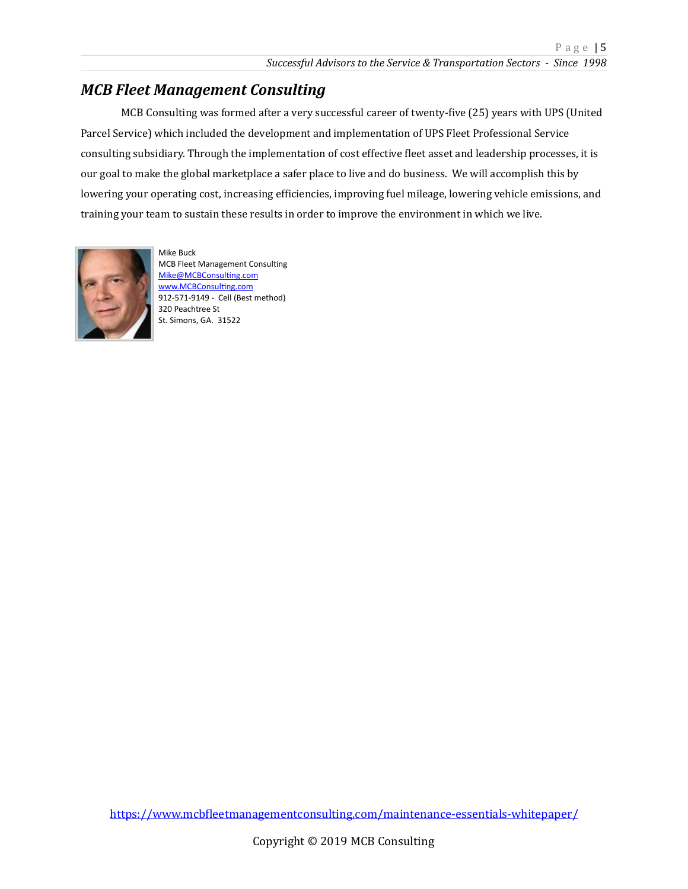## *MCB Fleet Management Consulting*

MCB Consulting was formed after a very successful career of twenty-five (25) years with UPS (United Parcel Service) which included the development and implementation of UPS Fleet Professional Service consulting subsidiary. Through the implementation of cost effective fleet asset and leadership processes, it is our goal to make the global marketplace a safer place to live and do business. We will accomplish this by lowering your operating cost, increasing efficiencies, improving fuel mileage, lowering vehicle emissions, and training your team to sustain these results in order to improve the environment in which we live.

Mike Buck
MCB Fleet Management Consulting
Mike@MCBConsulting.com
www.MCBConsulting.com
912-571-9149 - Cell (Best method)
320 Peachtree St
St. Simons, GA. 31522

https://www.mcbfleetmanagementconsulting.com/maintenance-essentials-whitepaper/

Copyright © 2019 MCB Consulting